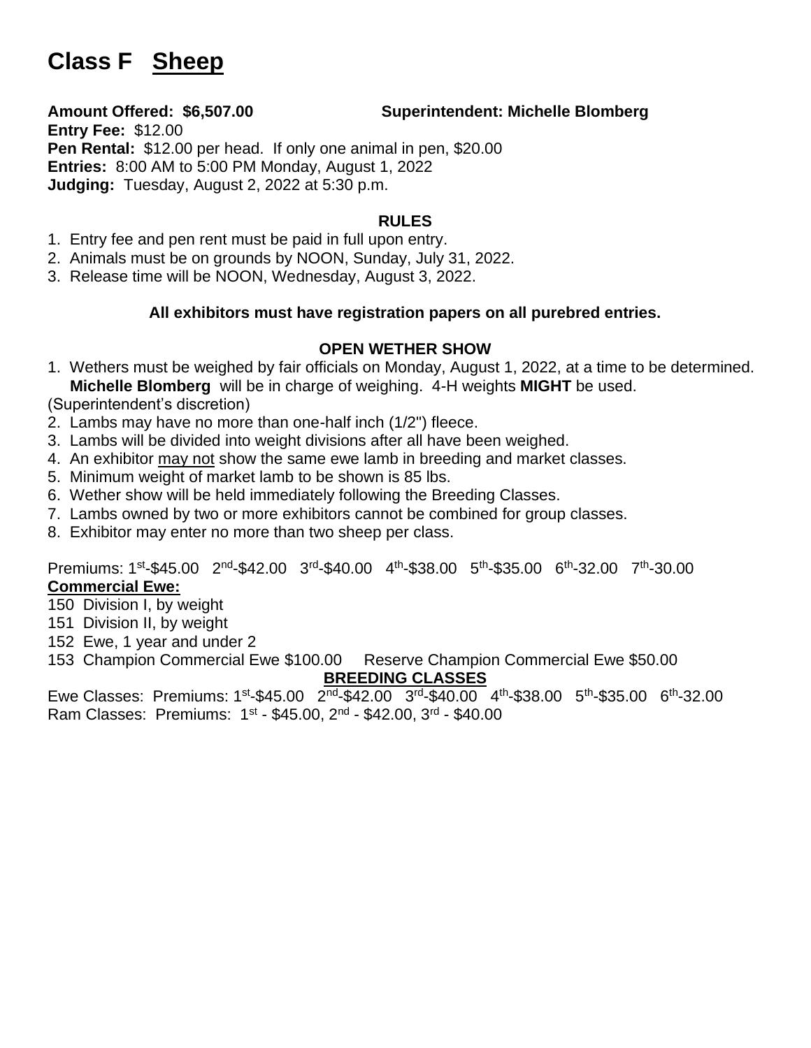# Class F **Sheep**

**Amount Offered: $6,507.00** **Superintendent: Michelle Blomberg**

**Entry Fee:** $12.00
**Pen Rental:** $12.00 per head. If only one animal in pen, $20.00
**Entries:** 8:00 AM to 5:00 PM Monday, August 1, 2022
**Judging:** Tuesday, August 2, 2022 at 5:30 p.m.

**RULES**

1. Entry fee and pen rent must be paid in full upon entry.
2. Animals must be on grounds by NOON, Sunday, July 31, 2022.
3. Release time will be NOON, Wednesday, August 3, 2022.

**All exhibitors must have registration papers on all purebred entries.**

**OPEN WETHER SHOW**

1. Wethers must be weighed by fair officials on Monday, August 1, 2022, at a time to be determined. **Michelle Blomberg** will be in charge of weighing. 4-H weights **MIGHT** be used.
(Superintendent's discretion)
2. Lambs may have no more than one-half inch (1/2") fleece.
3. Lambs will be divided into weight divisions after all have been weighed.
4. An exhibitor may not show the same ewe lamb in breeding and market classes.
5. Minimum weight of market lamb to be shown is 85 lbs.
6. Wether show will be held immediately following the Breeding Classes.
7. Lambs owned by two or more exhibitors cannot be combined for group classes.
8. Exhibitor may enter no more than two sheep per class.

Premiums: 1st-$45.00 2nd-$42.00 3rd-$40.00 4th-$38.00 5th-$35.00 6th-32.00 7th-30.00

**Commercial Ewe:**

150 Division I, by weight
151 Division II, by weight
152 Ewe, 1 year and under 2
153 Champion Commercial Ewe $100.00 Reserve Champion Commercial Ewe $50.00

**BREEDING CLASSES**

Ewe Classes: Premiums: 1st-$45.00 2nd-$42.00 3rd-$40.00 4th-$38.00 5th-$35.00 6th-32.00
Ram Classes: Premiums: 1st - $45.00, 2nd - $42.00, 3rd - $40.00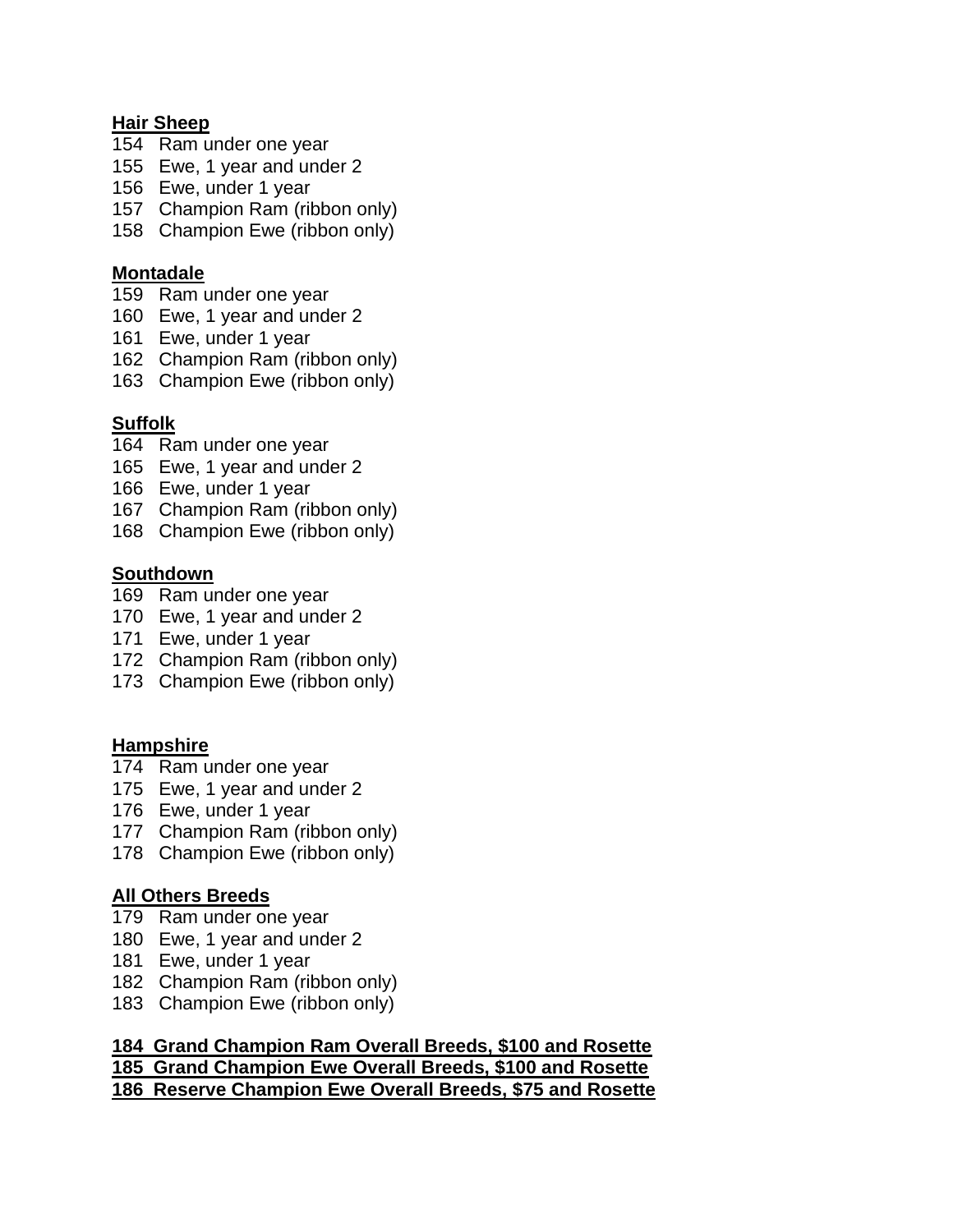**Hair Sheep**

154 Ram under one year
155 Ewe, 1 year and under 2
156 Ewe, under 1 year
157 Champion Ram (ribbon only)
158 Champion Ewe (ribbon only)

**Montadale**

159 Ram under one year
160 Ewe, 1 year and under 2
161 Ewe, under 1 year
162 Champion Ram (ribbon only)
163 Champion Ewe (ribbon only)

**Suffolk**

164 Ram under one year
165 Ewe, 1 year and under 2
166 Ewe, under 1 year
167 Champion Ram (ribbon only)
168 Champion Ewe (ribbon only)

**Southdown**

169 Ram under one year
170 Ewe, 1 year and under 2
171 Ewe, under 1 year
172 Champion Ram (ribbon only)
173 Champion Ewe (ribbon only)

**Hampshire**

174 Ram under one year
175 Ewe, 1 year and under 2
176 Ewe, under 1 year
177 Champion Ram (ribbon only)
178 Champion Ewe (ribbon only)

**All Others Breeds**

179 Ram under one year
180 Ewe, 1 year and under 2
181 Ewe, under 1 year
182 Champion Ram (ribbon only)
183 Champion Ewe (ribbon only)

**184 Grand Champion Ram Overall Breeds, $100 and Rosette**
**185 Grand Champion Ewe Overall Breeds, $100 and Rosette**
**186 Reserve Champion Ewe Overall Breeds, $75 and Rosette**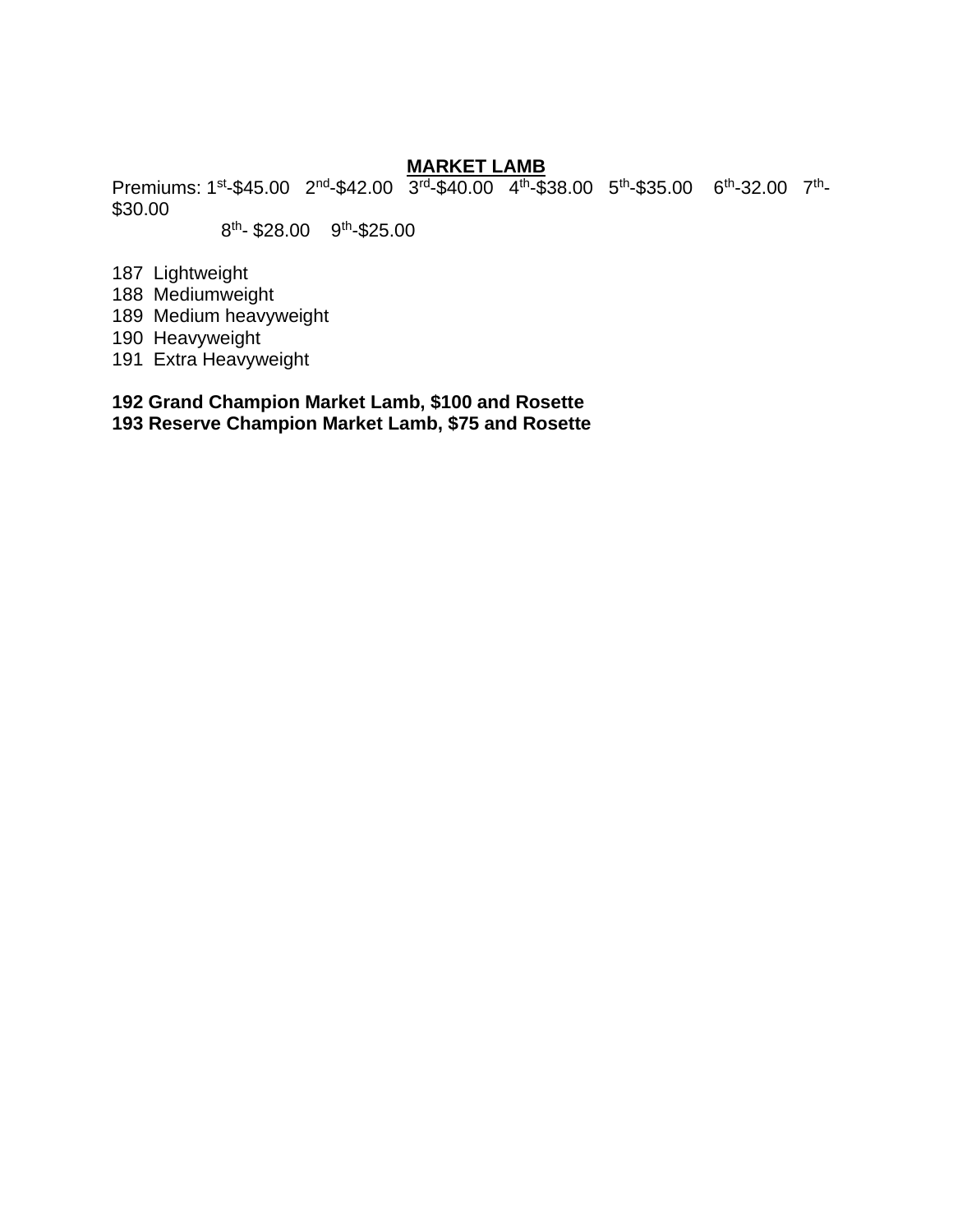**MARKET LAMB**

Premiums: 1st-$45.00   2nd-$42.00   3rd-$40.00   4th-$38.00   5th-$35.00   6th-32.00   7th-$30.00
8th- $28.00   9th-$25.00

187 Lightweight
188 Mediumweight
189 Medium heavyweight
190 Heavyweight
191 Extra Heavyweight

**192 Grand Champion Market Lamb, $100 and Rosette**
**193 Reserve Champion Market Lamb, $75 and Rosette**